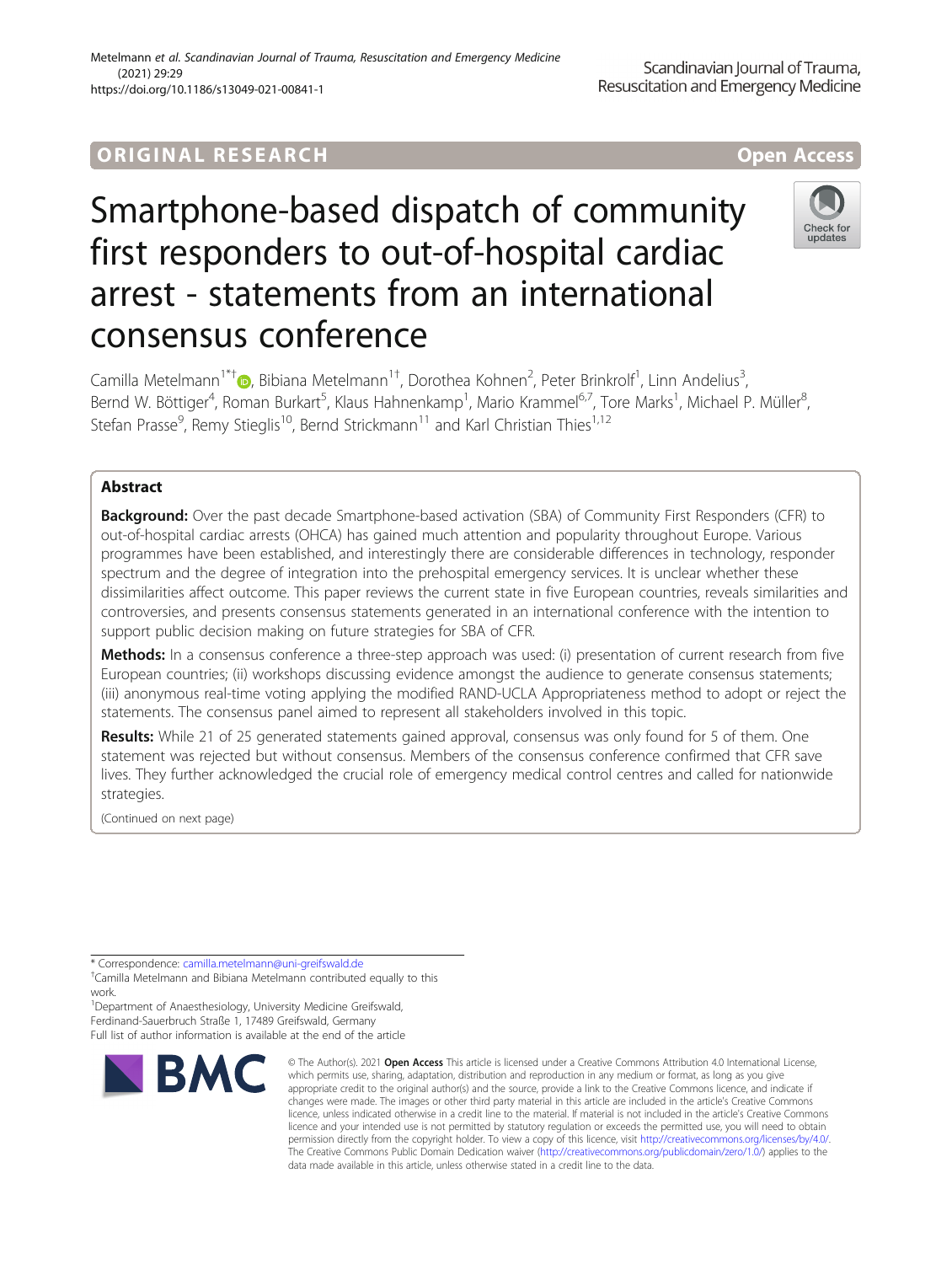ORIGINAL RESEARCH

Open Access

# Smartphone-based dispatch of community first responders to out-of-hospital cardiac arrest - statements from an international consensus conference

Camilla Metelmann[1*†], Bibiana Metelmann[1†], Dorothea Kohnen[2], Peter Brinkrolf[1], Linn Andelius[3], Bernd W. Böttiger[4], Roman Burkart[5], Klaus Hahnenkamp[1], Mario Krammel[6,7], Tore Marks[1], Michael P. Müller[8], Stefan Prasse[9], Remy Stieglis[10], Bernd Strickmann[11] and Karl Christian Thies[1,12]

## Abstract

**Background:** Over the past decade Smartphone-based activation (SBA) of Community First Responders (CFR) to out-of-hospital cardiac arrests (OHCA) has gained much attention and popularity throughout Europe. Various programmes have been established, and interestingly there are considerable differences in technology, responder spectrum and the degree of integration into the prehospital emergency services. It is unclear whether these dissimilarities affect outcome. This paper reviews the current state in five European countries, reveals similarities and controversies, and presents consensus statements generated in an international conference with the intention to support public decision making on future strategies for SBA of CFR.

**Methods:** In a consensus conference a three-step approach was used: (i) presentation of current research from five European countries; (ii) workshops discussing evidence amongst the audience to generate consensus statements; (iii) anonymous real-time voting applying the modified RAND-UCLA Appropriateness method to adopt or reject the statements. The consensus panel aimed to represent all stakeholders involved in this topic.

**Results:** While 21 of 25 generated statements gained approval, consensus was only found for 5 of them. One statement was rejected but without consensus. Members of the consensus conference confirmed that CFR save lives. They further acknowledged the crucial role of emergency medical control centres and called for nationwide strategies.

(Continued on next page)

\* Correspondence: camilla.metelmann@uni-greifswald.de
†Camilla Metelmann and Bibiana Metelmann contributed equally to this work.
[1]Department of Anaesthesiology, University Medicine Greifswald, Ferdinand-Sauerbruch Straße 1, 17489 Greifswald, Germany
Full list of author information is available at the end of the article

© The Author(s). 2021 **Open Access** This article is licensed under a Creative Commons Attribution 4.0 International License, which permits use, sharing, adaptation, distribution and reproduction in any medium or format, as long as you give appropriate credit to the original author(s) and the source, provide a link to the Creative Commons licence, and indicate if changes were made. The images or other third party material in this article are included in the article's Creative Commons licence, unless indicated otherwise in a credit line to the material. If material is not included in the article's Creative Commons licence and your intended use is not permitted by statutory regulation or exceeds the permitted use, you will need to obtain permission directly from the copyright holder. To view a copy of this licence, visit http://creativecommons.org/licenses/by/4.0/. The Creative Commons Public Domain Dedication waiver (http://creativecommons.org/publicdomain/zero/1.0/) applies to the data made available in this article, unless otherwise stated in a credit line to the data.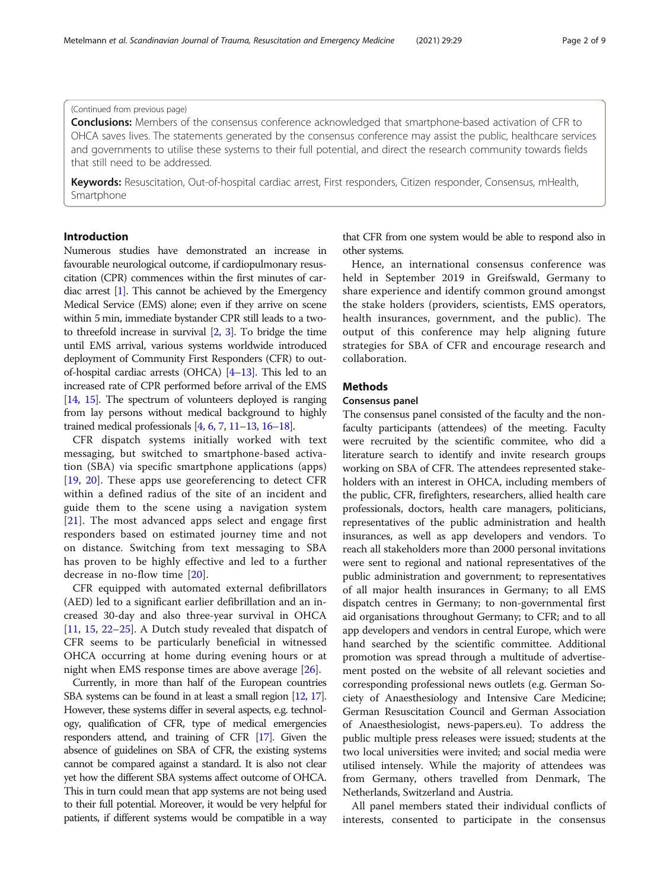(Continued from previous page)

**Conclusions:** Members of the consensus conference acknowledged that smartphone-based activation of CFR to OHCA saves lives. The statements generated by the consensus conference may assist the public, healthcare services and governments to utilise these systems to their full potential, and direct the research community towards fields that still need to be addressed.

**Keywords:** Resuscitation, Out-of-hospital cardiac arrest, First responders, Citizen responder, Consensus, mHealth, Smartphone

## Introduction

Numerous studies have demonstrated an increase in favourable neurological outcome, if cardiopulmonary resuscitation (CPR) commences within the first minutes of cardiac arrest [1]. This cannot be achieved by the Emergency Medical Service (EMS) alone; even if they arrive on scene within 5 min, immediate bystander CPR still leads to a two- to threefold increase in survival [2, 3]. To bridge the time until EMS arrival, various systems worldwide introduced deployment of Community First Responders (CFR) to out-of-hospital cardiac arrests (OHCA) [4–13]. This led to an increased rate of CPR performed before arrival of the EMS [14, 15]. The spectrum of volunteers deployed is ranging from lay persons without medical background to highly trained medical professionals [4, 6, 7, 11–13, 16–18].

CFR dispatch systems initially worked with text messaging, but switched to smartphone-based activation (SBA) via specific smartphone applications (apps) [19, 20]. These apps use georeferencing to detect CFR within a defined radius of the site of an incident and guide them to the scene using a navigation system [21]. The most advanced apps select and engage first responders based on estimated journey time and not on distance. Switching from text messaging to SBA has proven to be highly effective and led to a further decrease in no-flow time [20].

CFR equipped with automated external defibrillators (AED) led to a significant earlier defibrillation and an increased 30-day and also three-year survival in OHCA [11, 15, 22–25]. A Dutch study revealed that dispatch of CFR seems to be particularly beneficial in witnessed OHCA occurring at home during evening hours or at night when EMS response times are above average [26].

Currently, in more than half of the European countries SBA systems can be found in at least a small region [12, 17]. However, these systems differ in several aspects, e.g. technology, qualification of CFR, type of medical emergencies responders attend, and training of CFR [17]. Given the absence of guidelines on SBA of CFR, the existing systems cannot be compared against a standard. It is also not clear yet how the different SBA systems affect outcome of OHCA. This in turn could mean that app systems are not being used to their full potential. Moreover, it would be very helpful for patients, if different systems would be compatible in a way that CFR from one system would be able to respond also in other systems.

Hence, an international consensus conference was held in September 2019 in Greifswald, Germany to share experience and identify common ground amongst the stake holders (providers, scientists, EMS operators, health insurances, government, and the public). The output of this conference may help aligning future strategies for SBA of CFR and encourage research and collaboration.

## Methods

### Consensus panel

The consensus panel consisted of the faculty and the non-faculty participants (attendees) of the meeting. Faculty were recruited by the scientific commitee, who did a literature search to identify and invite research groups working on SBA of CFR. The attendees represented stakeholders with an interest in OHCA, including members of the public, CFR, firefighters, researchers, allied health care professionals, doctors, health care managers, politicians, representatives of the public administration and health insurances, as well as app developers and vendors. To reach all stakeholders more than 2000 personal invitations were sent to regional and national representatives of the public administration and government; to representatives of all major health insurances in Germany; to all EMS dispatch centres in Germany; to non-governmental first aid organisations throughout Germany; to CFR; and to all app developers and vendors in central Europe, which were hand searched by the scientific committee. Additional promotion was spread through a multitude of advertisement posted on the website of all relevant societies and corresponding professional news outlets (e.g. German Society of Anaesthesiology and Intensive Care Medicine; German Resuscitation Council and German Association of Anaesthesiologist, news-papers.eu). To address the public multiple press releases were issued; students at the two local universities were invited; and social media were utilised intensely. While the majority of attendees was from Germany, others travelled from Denmark, The Netherlands, Switzerland and Austria.

All panel members stated their individual conflicts of interests, consented to participate in the consensus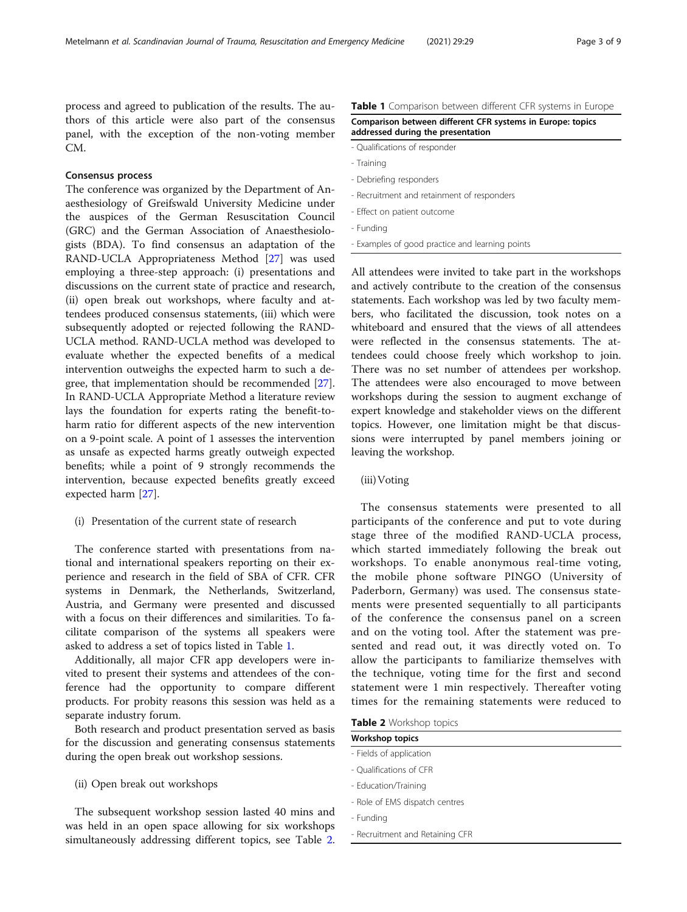process and agreed to publication of the results. The authors of this article were also part of the consensus panel, with the exception of the non-voting member CM.

### Consensus process

The conference was organized by the Department of Anaesthesiology of Greifswald University Medicine under the auspices of the German Resuscitation Council (GRC) and the German Association of Anaesthesiologists (BDA). To find consensus an adaptation of the RAND-UCLA Appropriateness Method [27] was used employing a three-step approach: (i) presentations and discussions on the current state of practice and research, (ii) open break out workshops, where faculty and attendees produced consensus statements, (iii) which were subsequently adopted or rejected following the RAND-UCLA method. RAND-UCLA method was developed to evaluate whether the expected benefits of a medical intervention outweighs the expected harm to such a degree, that implementation should be recommended [27]. In RAND-UCLA Appropriate Method a literature review lays the foundation for experts rating the benefit-to-harm ratio for different aspects of the new intervention on a 9-point scale. A point of 1 assesses the intervention as unsafe as expected harms greatly outweigh expected benefits; while a point of 9 strongly recommends the intervention, because expected benefits greatly exceed expected harm [27].

(i) Presentation of the current state of research

The conference started with presentations from national and international speakers reporting on their experience and research in the field of SBA of CFR. CFR systems in Denmark, the Netherlands, Switzerland, Austria, and Germany were presented and discussed with a focus on their differences and similarities. To facilitate comparison of the systems all speakers were asked to address a set of topics listed in Table 1.

Additionally, all major CFR app developers were invited to present their systems and attendees of the conference had the opportunity to compare different products. For probity reasons this session was held as a separate industry forum.

Both research and product presentation served as basis for the discussion and generating consensus statements during the open break out workshop sessions.

(ii) Open break out workshops

The subsequent workshop session lasted 40 mins and was held in an open space allowing for six workshops simultaneously addressing different topics, see Table 2. All attendees were invited to take part in the workshops and actively contribute to the creation of the consensus statements. Each workshop was led by two faculty members, who facilitated the discussion, took notes on a whiteboard and ensured that the views of all attendees were reflected in the consensus statements. The attendees could choose freely which workshop to join. There was no set number of attendees per workshop. The attendees were also encouraged to move between workshops during the session to augment exchange of expert knowledge and stakeholder views on the different topics. However, one limitation might be that discussions were interrupted by panel members joining or leaving the workshop.

**Table 1** Comparison between different CFR systems in Europe

| Comparison between different CFR systems in Europe: topics addressed during the presentation |
|---|
| - Qualifications of responder |
| - Training |
| - Debriefing responders |
| - Recruitment and retainment of responders |
| - Effect on patient outcome |
| - Funding |
| - Examples of good practice and learning points |

(iii) Voting

The consensus statements were presented to all participants of the conference and put to vote during stage three of the modified RAND-UCLA process, which started immediately following the break out workshops. To enable anonymous real-time voting, the mobile phone software PINGO (University of Paderborn, Germany) was used. The consensus statements were presented sequentially to all participants of the conference the consensus panel on a screen and on the voting tool. After the statement was presented and read out, it was directly voted on. To allow the participants to familiarize themselves with the technique, voting time for the first and second statement were 1 min respectively. Thereafter voting times for the remaining statements were reduced to

**Table 2** Workshop topics

| Workshop topics |
|---|
| - Fields of application |
| - Qualifications of CFR |
| - Education/Training |
| - Role of EMS dispatch centres |
| - Funding |
| - Recruitment and Retaining CFR |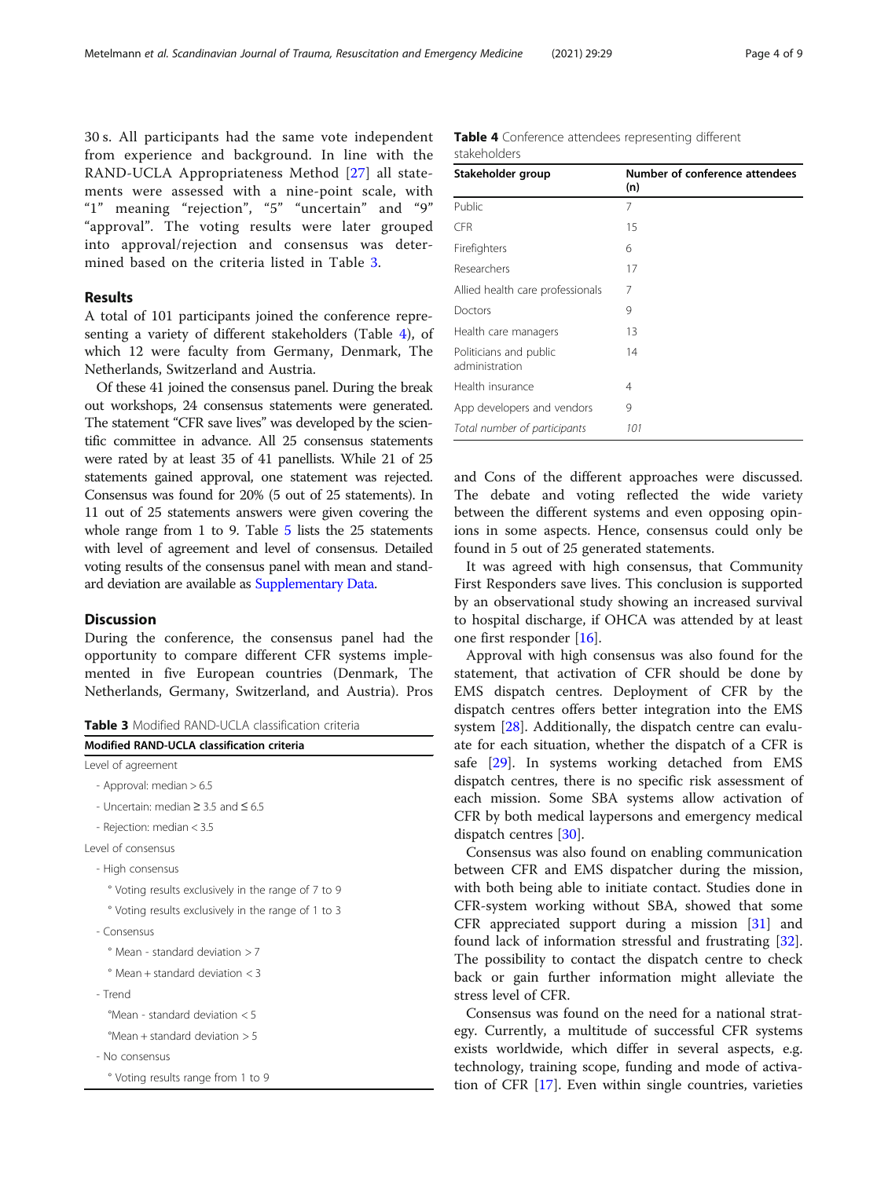30 s. All participants had the same vote independent from experience and background. In line with the RAND-UCLA Appropriateness Method [27] all statements were assessed with a nine-point scale, with "1" meaning "rejection", "5" "uncertain" and "9" "approval". The voting results were later grouped into approval/rejection and consensus was determined based on the criteria listed in Table 3.

## Results

A total of 101 participants joined the conference representing a variety of different stakeholders (Table 4), of which 12 were faculty from Germany, Denmark, The Netherlands, Switzerland and Austria.

Of these 41 joined the consensus panel. During the break out workshops, 24 consensus statements were generated. The statement "CFR save lives" was developed by the scientific committee in advance. All 25 consensus statements were rated by at least 35 of 41 panellists. While 21 of 25 statements gained approval, one statement was rejected. Consensus was found for 20% (5 out of 25 statements). In 11 out of 25 statements answers were given covering the whole range from 1 to 9. Table 5 lists the 25 statements with level of agreement and level of consensus. Detailed voting results of the consensus panel with mean and standard deviation are available as Supplementary Data.

## Discussion

During the conference, the consensus panel had the opportunity to compare different CFR systems implemented in five European countries (Denmark, The Netherlands, Germany, Switzerland, and Austria). Pros and Cons of the different approaches were discussed. The debate and voting reflected the wide variety between the different systems and even opposing opinions in some aspects. Hence, consensus could only be found in 5 out of 25 generated statements.

**Table 3** Modified RAND-UCLA classification criteria

| Modified RAND-UCLA classification criteria |
|---|
| Level of agreement |
| - Approval: median > 6.5 |
| - Uncertain: median ≥ 3.5 and ≤ 6.5 |
| - Rejection: median < 3.5 |
| Level of consensus |
| - High consensus |
| ° Voting results exclusively in the range of 7 to 9 |
| ° Voting results exclusively in the range of 1 to 3 |
| - Consensus |
| ° Mean - standard deviation > 7 |
| ° Mean + standard deviation < 3 |
| - Trend |
| °Mean - standard deviation < 5 |
| °Mean + standard deviation > 5 |
| - No consensus |
| ° Voting results range from 1 to 9 |

**Table 4** Conference attendees representing different stakeholders

| Stakeholder group | Number of conference attendees (n) |
|---|---|
| Public | 7 |
| CFR | 15 |
| Firefighters | 6 |
| Researchers | 17 |
| Allied health care professionals | 7 |
| Doctors | 9 |
| Health care managers | 13 |
| Politicians and public administration | 14 |
| Health insurance | 4 |
| App developers and vendors | 9 |
| *Total number of participants* | *101* |

It was agreed with high consensus, that Community First Responders save lives. This conclusion is supported by an observational study showing an increased survival to hospital discharge, if OHCA was attended by at least one first responder [16].

Approval with high consensus was also found for the statement, that activation of CFR should be done by EMS dispatch centres. Deployment of CFR by the dispatch centres offers better integration into the EMS system [28]. Additionally, the dispatch centre can evaluate for each situation, whether the dispatch of a CFR is safe [29]. In systems working detached from EMS dispatch centres, there is no specific risk assessment of each mission. Some SBA systems allow activation of CFR by both medical laypersons and emergency medical dispatch centres [30].

Consensus was also found on enabling communication between CFR and EMS dispatcher during the mission, with both being able to initiate contact. Studies done in CFR-system working without SBA, showed that some CFR appreciated support during a mission [31] and found lack of information stressful and frustrating [32]. The possibility to contact the dispatch centre to check back or gain further information might alleviate the stress level of CFR.

Consensus was found on the need for a national strategy. Currently, a multitude of successful CFR systems exists worldwide, which differ in several aspects, e.g. technology, training scope, funding and mode of activation of CFR [17]. Even within single countries, varieties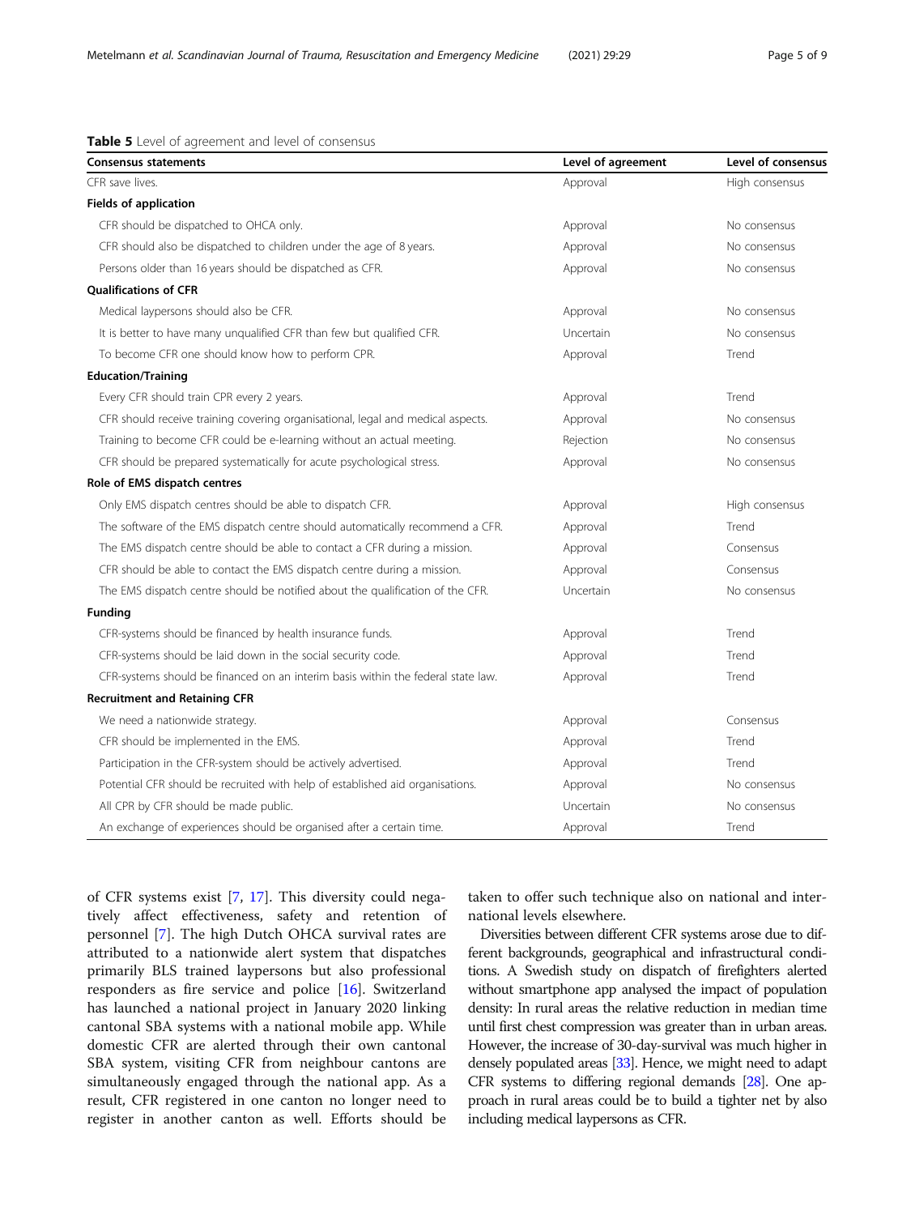**Table 5** Level of agreement and level of consensus

| Consensus statements | Level of agreement | Level of consensus |
|---|---|---|
| CFR save lives. | Approval | High consensus |
| **Fields of application** | | |
| CFR should be dispatched to OHCA only. | Approval | No consensus |
| CFR should also be dispatched to children under the age of 8 years. | Approval | No consensus |
| Persons older than 16 years should be dispatched as CFR. | Approval | No consensus |
| **Qualifications of CFR** | | |
| Medical laypersons should also be CFR. | Approval | No consensus |
| It is better to have many unqualified CFR than few but qualified CFR. | Uncertain | No consensus |
| To become CFR one should know how to perform CPR. | Approval | Trend |
| **Education/Training** | | |
| Every CFR should train CPR every 2 years. | Approval | Trend |
| CFR should receive training covering organisational, legal and medical aspects. | Approval | No consensus |
| Training to become CFR could be e-learning without an actual meeting. | Rejection | No consensus |
| CFR should be prepared systematically for acute psychological stress. | Approval | No consensus |
| **Role of EMS dispatch centres** | | |
| Only EMS dispatch centres should be able to dispatch CFR. | Approval | High consensus |
| The software of the EMS dispatch centre should automatically recommend a CFR. | Approval | Trend |
| The EMS dispatch centre should be able to contact a CFR during a mission. | Approval | Consensus |
| CFR should be able to contact the EMS dispatch centre during a mission. | Approval | Consensus |
| The EMS dispatch centre should be notified about the qualification of the CFR. | Uncertain | No consensus |
| **Funding** | | |
| CFR-systems should be financed by health insurance funds. | Approval | Trend |
| CFR-systems should be laid down in the social security code. | Approval | Trend |
| CFR-systems should be financed on an interim basis within the federal state law. | Approval | Trend |
| **Recruitment and Retaining CFR** | | |
| We need a nationwide strategy. | Approval | Consensus |
| CFR should be implemented in the EMS. | Approval | Trend |
| Participation in the CFR-system should be actively advertised. | Approval | Trend |
| Potential CFR should be recruited with help of established aid organisations. | Approval | No consensus |
| All CPR by CFR should be made public. | Uncertain | No consensus |
| An exchange of experiences should be organised after a certain time. | Approval | Trend |

of CFR systems exist [7, 17]. This diversity could negatively affect effectiveness, safety and retention of personnel [7]. The high Dutch OHCA survival rates are attributed to a nationwide alert system that dispatches primarily BLS trained laypersons but also professional responders as fire service and police [16]. Switzerland has launched a national project in January 2020 linking cantonal SBA systems with a national mobile app. While domestic CFR are alerted through their own cantonal SBA system, visiting CFR from neighbour cantons are simultaneously engaged through the national app. As a result, CFR registered in one canton no longer need to register in another canton as well. Efforts should be taken to offer such technique also on national and international levels elsewhere.

Diversities between different CFR systems arose due to different backgrounds, geographical and infrastructural conditions. A Swedish study on dispatch of firefighters alerted without smartphone app analysed the impact of population density: In rural areas the relative reduction in median time until first chest compression was greater than in urban areas. However, the increase of 30-day-survival was much higher in densely populated areas [33]. Hence, we might need to adapt CFR systems to differing regional demands [28]. One approach in rural areas could be to build a tighter net by also including medical laypersons as CFR.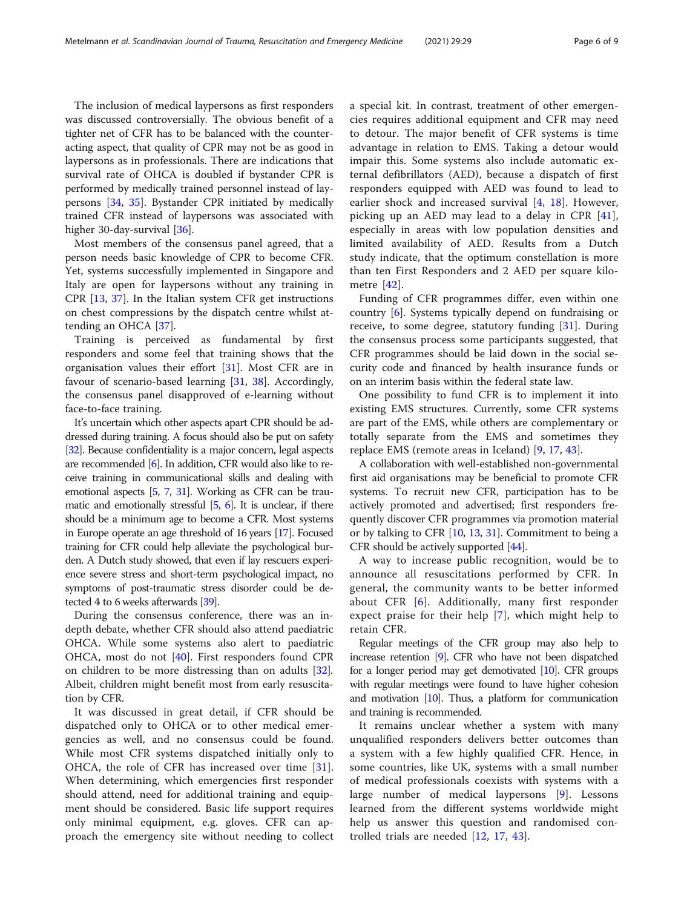The inclusion of medical laypersons as first responders was discussed controversially. The obvious benefit of a tighter net of CFR has to be balanced with the counteracting aspect, that quality of CPR may not be as good in laypersons as in professionals. There are indications that survival rate of OHCA is doubled if bystander CPR is performed by medically trained personnel instead of laypersons [34, 35]. Bystander CPR initiated by medically trained CFR instead of laypersons was associated with higher 30-day-survival [36].

Most members of the consensus panel agreed, that a person needs basic knowledge of CPR to become CFR. Yet, systems successfully implemented in Singapore and Italy are open for laypersons without any training in CPR [13, 37]. In the Italian system CFR get instructions on chest compressions by the dispatch centre whilst attending an OHCA [37].

Training is perceived as fundamental by first responders and some feel that training shows that the organisation values their effort [31]. Most CFR are in favour of scenario-based learning [31, 38]. Accordingly, the consensus panel disapproved of e-learning without face-to-face training.

It's uncertain which other aspects apart CPR should be addressed during training. A focus should also be put on safety [32]. Because confidentiality is a major concern, legal aspects are recommended [6]. In addition, CFR would also like to receive training in communicational skills and dealing with emotional aspects [5, 7, 31]. Working as CFR can be traumatic and emotionally stressful [5, 6]. It is unclear, if there should be a minimum age to become a CFR. Most systems in Europe operate an age threshold of 16 years [17]. Focused training for CFR could help alleviate the psychological burden. A Dutch study showed, that even if lay rescuers experience severe stress and short-term psychological impact, no symptoms of post-traumatic stress disorder could be detected 4 to 6 weeks afterwards [39].

During the consensus conference, there was an in-depth debate, whether CFR should also attend paediatric OHCA. While some systems also alert to paediatric OHCA, most do not [40]. First responders found CPR on children to be more distressing than on adults [32]. Albeit, children might benefit most from early resuscitation by CFR.

It was discussed in great detail, if CFR should be dispatched only to OHCA or to other medical emergencies as well, and no consensus could be found. While most CFR systems dispatched initially only to OHCA, the role of CFR has increased over time [31]. When determining, which emergencies first responder should attend, need for additional training and equipment should be considered. Basic life support requires only minimal equipment, e.g. gloves. CFR can approach the emergency site without needing to collect a special kit. In contrast, treatment of other emergencies requires additional equipment and CFR may need to detour. The major benefit of CFR systems is time advantage in relation to EMS. Taking a detour would impair this. Some systems also include automatic external defibrillators (AED), because a dispatch of first responders equipped with AED was found to lead to earlier shock and increased survival [4, 18]. However, picking up an AED may lead to a delay in CPR [41], especially in areas with low population densities and limited availability of AED. Results from a Dutch study indicate, that the optimum constellation is more than ten First Responders and 2 AED per square kilometre [42].

Funding of CFR programmes differ, even within one country [6]. Systems typically depend on fundraising or receive, to some degree, statutory funding [31]. During the consensus process some participants suggested, that CFR programmes should be laid down in the social security code and financed by health insurance funds or on an interim basis within the federal state law.

One possibility to fund CFR is to implement it into existing EMS structures. Currently, some CFR systems are part of the EMS, while others are complementary or totally separate from the EMS and sometimes they replace EMS (remote areas in Iceland) [9, 17, 43].

A collaboration with well-established non-governmental first aid organisations may be beneficial to promote CFR systems. To recruit new CFR, participation has to be actively promoted and advertised; first responders frequently discover CFR programmes via promotion material or by talking to CFR [10, 13, 31]. Commitment to being a CFR should be actively supported [44].

A way to increase public recognition, would be to announce all resuscitations performed by CFR. In general, the community wants to be better informed about CFR [6]. Additionally, many first responder expect praise for their help [7], which might help to retain CFR.

Regular meetings of the CFR group may also help to increase retention [9]. CFR who have not been dispatched for a longer period may get demotivated [10]. CFR groups with regular meetings were found to have higher cohesion and motivation [10]. Thus, a platform for communication and training is recommended.

It remains unclear whether a system with many unqualified responders delivers better outcomes than a system with a few highly qualified CFR. Hence, in some countries, like UK, systems with a small number of medical professionals coexists with systems with a large number of medical laypersons [9]. Lessons learned from the different systems worldwide might help us answer this question and randomised controlled trials are needed [12, 17, 43].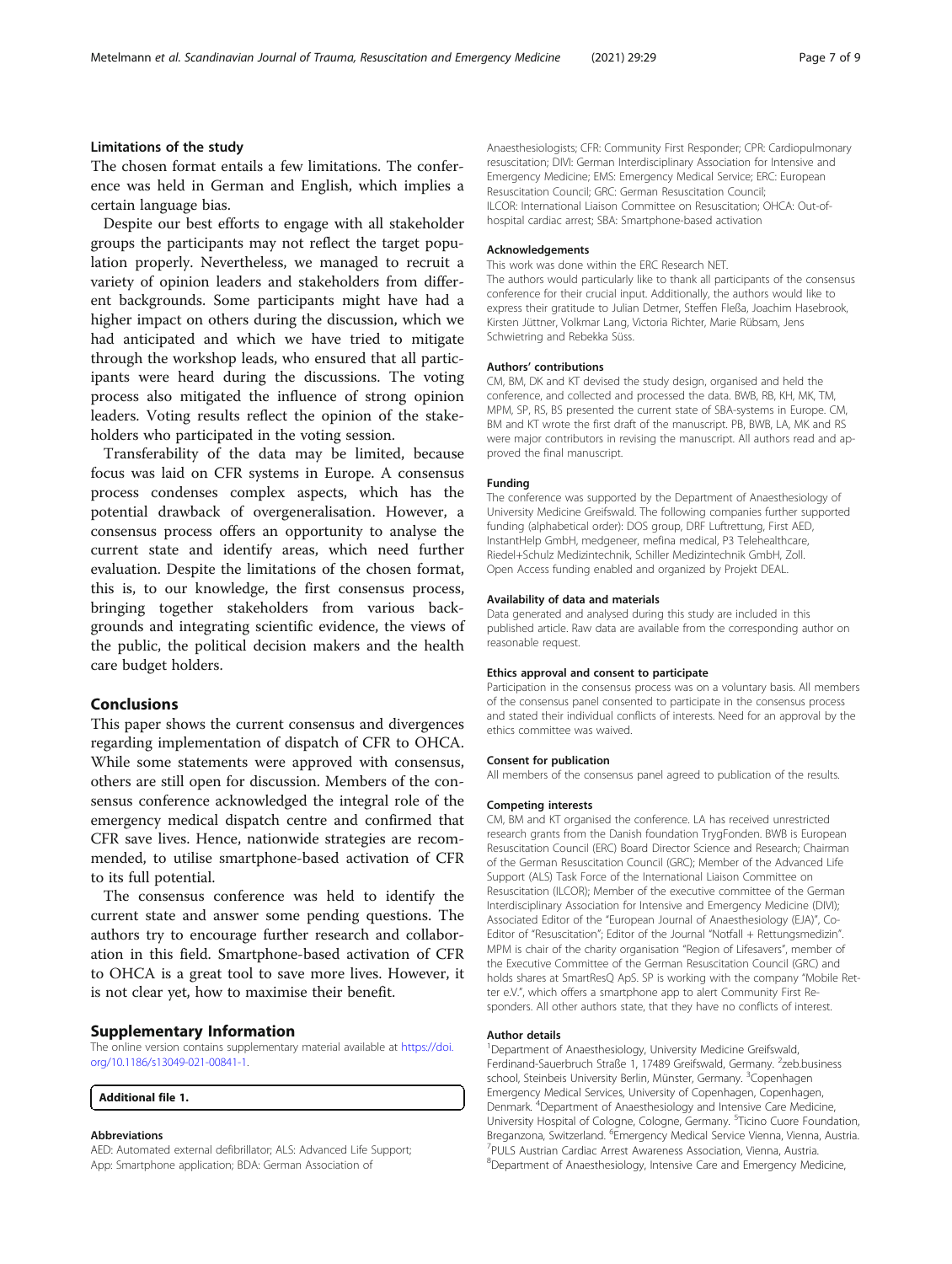## Limitations of the study

The chosen format entails a few limitations. The conference was held in German and English, which implies a certain language bias.

Despite our best efforts to engage with all stakeholder groups the participants may not reflect the target population properly. Nevertheless, we managed to recruit a variety of opinion leaders and stakeholders from different backgrounds. Some participants might have had a higher impact on others during the discussion, which we had anticipated and which we have tried to mitigate through the workshop leads, who ensured that all participants were heard during the discussions. The voting process also mitigated the influence of strong opinion leaders. Voting results reflect the opinion of the stakeholders who participated in the voting session.

Transferability of the data may be limited, because focus was laid on CFR systems in Europe. A consensus process condenses complex aspects, which has the potential drawback of overgeneralisation. However, a consensus process offers an opportunity to analyse the current state and identify areas, which need further evaluation. Despite the limitations of the chosen format, this is, to our knowledge, the first consensus process, bringing together stakeholders from various backgrounds and integrating scientific evidence, the views of the public, the political decision makers and the health care budget holders.

## Conclusions

This paper shows the current consensus and divergences regarding implementation of dispatch of CFR to OHCA. While some statements were approved with consensus, others are still open for discussion. Members of the consensus conference acknowledged the integral role of the emergency medical dispatch centre and confirmed that CFR save lives. Hence, nationwide strategies are recommended, to utilise smartphone-based activation of CFR to its full potential.

The consensus conference was held to identify the current state and answer some pending questions. The authors try to encourage further research and collaboration in this field. Smartphone-based activation of CFR to OHCA is a great tool to save more lives. However, it is not clear yet, how to maximise their benefit.

## Supplementary Information

The online version contains supplementary material available at https://doi.org/10.1186/s13049-021-00841-1.

**Additional file 1.**

### Abbreviations

AED: Automated external defibrillator; ALS: Advanced Life Support; App: Smartphone application; BDA: German Association of Anaesthesiologists; CFR: Community First Responder; CPR: Cardiopulmonary resuscitation; DIVI: German Interdisciplinary Association for Intensive and Emergency Medicine; EMS: Emergency Medical Service; ERC: European Resuscitation Council; GRC: German Resuscitation Council; ILCOR: International Liaison Committee on Resuscitation; OHCA: Out-of-hospital cardiac arrest; SBA: Smartphone-based activation

### Acknowledgements

This work was done within the ERC Research NET.

The authors would particularly like to thank all participants of the consensus conference for their crucial input. Additionally, the authors would like to express their gratitude to Julian Detmer, Steffen Fleßa, Joachim Hasebrook, Kirsten Jüttner, Volkmar Lang, Victoria Richter, Marie Rübsam, Jens Schwietring and Rebekka Süss.

### Authors' contributions

CM, BM, DK and KT devised the study design, organised and held the conference, and collected and processed the data. BWB, RB, KH, MK, TM, MPM, SP, RS, BS presented the current state of SBA-systems in Europe. CM, BM and KT wrote the first draft of the manuscript. PB, BWB, LA, MK and RS were major contributors in revising the manuscript. All authors read and approved the final manuscript.

### Funding

The conference was supported by the Department of Anaesthesiology of University Medicine Greifswald. The following companies further supported funding (alphabetical order): DOS group, DRF Luftrettung, First AED, InstantHelp GmbH, medgeneer, mefina medical, P3 Telehealthcare, Riedel+Schulz Medizintechnik, Schiller Medizintechnik GmbH, Zoll.

Open Access funding enabled and organized by Projekt DEAL.

### Availability of data and materials

Data generated and analysed during this study are included in this published article. Raw data are available from the corresponding author on reasonable request.

### Ethics approval and consent to participate

Participation in the consensus process was on a voluntary basis. All members of the consensus panel consented to participate in the consensus process and stated their individual conflicts of interests. Need for an approval by the ethics committee was waived.

### Consent for publication

All members of the consensus panel agreed to publication of the results.

### Competing interests

CM, BM and KT organised the conference. LA has received unrestricted research grants from the Danish foundation TrygFonden. BWB is European Resuscitation Council (ERC) Board Director Science and Research; Chairman of the German Resuscitation Council (GRC); Member of the Advanced Life Support (ALS) Task Force of the International Liaison Committee on Resuscitation (ILCOR); Member of the executive committee of the German Interdisciplinary Association for Intensive and Emergency Medicine (DIVI); Associated Editor of the "European Journal of Anaesthesiology (EJA)", Co-Editor of "Resuscitation"; Editor of the Journal "Notfall + Rettungsmedizin". MPM is chair of the charity organisation "Region of Lifesavers", member of the Executive Committee of the German Resuscitation Council (GRC) and holds shares at SmartResQ ApS. SP is working with the company "Mobile Retter e.V.", which offers a smartphone app to alert Community First Responders. All other authors state, that they have no conflicts of interest.

### Author details

[1]Department of Anaesthesiology, University Medicine Greifswald, Ferdinand-Sauerbruch Straße 1, 17489 Greifswald, Germany. [2]zeb.business school, Steinbeis University Berlin, Münster, Germany. [3]Copenhagen Emergency Medical Services, University of Copenhagen, Copenhagen, Denmark. [4]Department of Anaesthesiology and Intensive Care Medicine, University Hospital of Cologne, Cologne, Germany. [5]Ticino Cuore Foundation, Breganzona, Switzerland. [6]Emergency Medical Service Vienna, Vienna, Austria. [7]PULS Austrian Cardiac Arrest Awareness Association, Vienna, Austria. [8]Department of Anaesthesiology, Intensive Care and Emergency Medicine,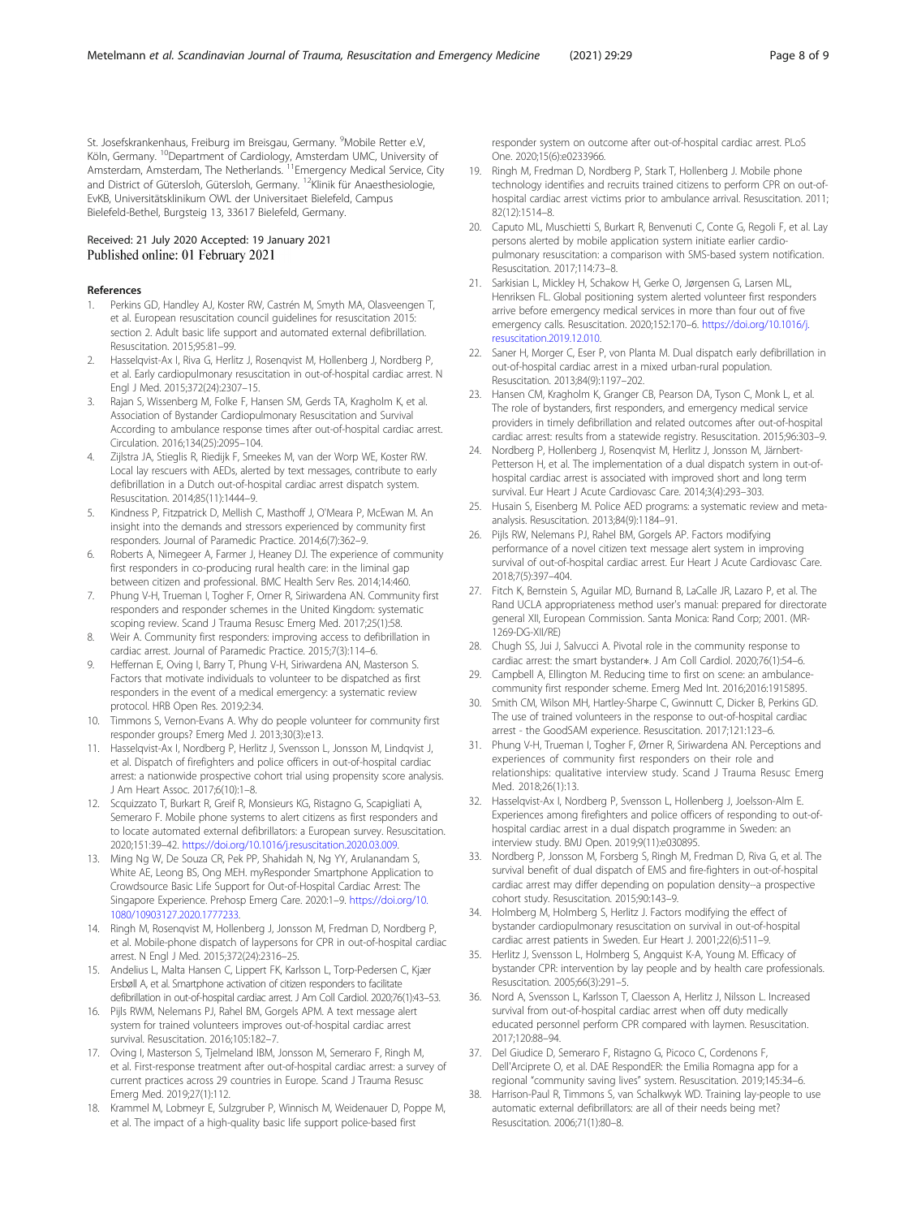St. Josefskrankenhaus, Freiburg im Breisgau, Germany. [9]Mobile Retter e.V, Köln, Germany. [10]Department of Cardiology, Amsterdam UMC, University of Amsterdam, Amsterdam, The Netherlands. [11]Emergency Medical Service, City and District of Gütersloh, Gütersloh, Germany. [12]Klinik für Anaesthesiologie, EvKB, Universitätsklinikum OWL der Universitaet Bielefeld, Campus Bielefeld-Bethel, Burgsteig 13, 33617 Bielefeld, Germany.

Received: 21 July 2020 Accepted: 19 January 2021
Published online: 01 February 2021

## References

1. Perkins GD, Handley AJ, Koster RW, Castrén M, Smyth MA, Olasveengen T, et al. European resuscitation council guidelines for resuscitation 2015: section 2. Adult basic life support and automated external defibrillation. Resuscitation. 2015;95:81–99.
2. Hasselqvist-Ax I, Riva G, Herlitz J, Rosenqvist M, Hollenberg J, Nordberg P, et al. Early cardiopulmonary resuscitation in out-of-hospital cardiac arrest. N Engl J Med. 2015;372(24):2307–15.
3. Rajan S, Wissenberg M, Folke F, Hansen SM, Gerds TA, Kragholm K, et al. Association of Bystander Cardiopulmonary Resuscitation and Survival According to ambulance response times after out-of-hospital cardiac arrest. Circulation. 2016;134(25):2095–104.
4. Zijlstra JA, Stieglis R, Riedijk F, Smeekes M, van der Worp WE, Koster RW. Local lay rescuers with AEDs, alerted by text messages, contribute to early defibrillation in a Dutch out-of-hospital cardiac arrest dispatch system. Resuscitation. 2014;85(11):1444–9.
5. Kindness P, Fitzpatrick D, Mellish C, Masthoff J, O'Meara P, McEwan M. An insight into the demands and stressors experienced by community first responders. Journal of Paramedic Practice. 2014;6(7):362–9.
6. Roberts A, Nimegeer A, Farmer J, Heaney DJ. The experience of community first responders in co-producing rural health care: in the liminal gap between citizen and professional. BMC Health Serv Res. 2014;14:460.
7. Phung V-H, Trueman I, Togher F, Orner R, Siriwardena AN. Community first responders and responder schemes in the United Kingdom: systematic scoping review. Scand J Trauma Resusc Emerg Med. 2017;25(1):58.
8. Weir A. Community first responders: improving access to defibrillation in cardiac arrest. Journal of Paramedic Practice. 2015;7(3):114–6.
9. Heffernan E, Oving I, Barry T, Phung V-H, Siriwardena AN, Masterson S. Factors that motivate individuals to volunteer to be dispatched as first responders in the event of a medical emergency: a systematic review protocol. HRB Open Res. 2019;2:34.
10. Timmons S, Vernon-Evans A. Why do people volunteer for community first responder groups? Emerg Med J. 2013;30(3):e13.
11. Hasselqvist-Ax I, Nordberg P, Herlitz J, Svensson L, Jonsson M, Lindqvist J, et al. Dispatch of firefighters and police officers in out-of-hospital cardiac arrest: a nationwide prospective cohort trial using propensity score analysis. J Am Heart Assoc. 2017;6(10):1–8.
12. Scquizzato T, Burkart R, Greif R, Monsieurs KG, Ristagno G, Scapigliati A, Semeraro F. Mobile phone systems to alert citizens as first responders and to locate automated external defibrillators: a European survey. Resuscitation. 2020;151:39–42. https://doi.org/10.1016/j.resuscitation.2020.03.009.
13. Ming Ng W, De Souza CR, Pek PP, Shahidah N, Ng YY, Arulanandam S, White AE, Leong BS, Ong MEH. myResponder Smartphone Application to Crowdsource Basic Life Support for Out-of-Hospital Cardiac Arrest: The Singapore Experience. Prehosp Emerg Care. 2020:1–9. https://doi.org/10.1080/10903127.2020.1777233.
14. Ringh M, Rosenqvist M, Hollenberg J, Jonsson M, Fredman D, Nordberg P, et al. Mobile-phone dispatch of laypersons for CPR in out-of-hospital cardiac arrest. N Engl J Med. 2015;372(24):2316–25.
15. Andelius L, Malta Hansen C, Lippert FK, Karlsson L, Torp-Pedersen C, Kjær Ersbøll A, et al. Smartphone activation of citizen responders to facilitate defibrillation in out-of-hospital cardiac arrest. J Am Coll Cardiol. 2020;76(1):43–53.
16. Pijls RWM, Nelemans PJ, Rahel BM, Gorgels APM. A text message alert system for trained volunteers improves out-of-hospital cardiac arrest survival. Resuscitation. 2016;105:182–7.
17. Oving I, Masterson S, Tjelmeland IBM, Jonsson M, Semeraro F, Ringh M, et al. First-response treatment after out-of-hospital cardiac arrest: a survey of current practices across 29 countries in Europe. Scand J Trauma Resusc Emerg Med. 2019;27(1):112.
18. Krammel M, Lobmeyr E, Sulzgruber P, Winnisch M, Weidenauer D, Poppe M, et al. The impact of a high-quality basic life support police-based first responder system on outcome after out-of-hospital cardiac arrest. PLoS One. 2020;15(6):e0233966.
19. Ringh M, Fredman D, Nordberg P, Stark T, Hollenberg J. Mobile phone technology identifies and recruits trained citizens to perform CPR on out-of-hospital cardiac arrest victims prior to ambulance arrival. Resuscitation. 2011;82(12):1514–8.
20. Caputo ML, Muschietti S, Burkart R, Benvenuti C, Conte G, Regoli F, et al. Lay persons alerted by mobile application system initiate earlier cardio-pulmonary resuscitation: a comparison with SMS-based system notification. Resuscitation. 2017;114:73–8.
21. Sarkisian L, Mickley H, Schakow H, Gerke O, Jørgensen G, Larsen ML, Henriksen FL. Global positioning system alerted volunteer first responders arrive before emergency medical services in more than four out of five emergency calls. Resuscitation. 2020;152:170–6. https://doi.org/10.1016/j.resuscitation.2019.12.010.
22. Saner H, Morger C, Eser P, von Planta M. Dual dispatch early defibrillation in out-of-hospital cardiac arrest in a mixed urban-rural population. Resuscitation. 2013;84(9):1197–202.
23. Hansen CM, Kragholm K, Granger CB, Pearson DA, Tyson C, Monk L, et al. The role of bystanders, first responders, and emergency medical service providers in timely defibrillation and related outcomes after out-of-hospital cardiac arrest: results from a statewide registry. Resuscitation. 2015;96:303–9.
24. Nordberg P, Hollenberg J, Rosenqvist M, Herlitz J, Jonsson M, Järnbert-Petterson H, et al. The implementation of a dual dispatch system in out-of-hospital cardiac arrest is associated with improved short and long term survival. Eur Heart J Acute Cardiovasc Care. 2014;3(4):293–303.
25. Husain S, Eisenberg M. Police AED programs: a systematic review and meta-analysis. Resuscitation. 2013;84(9):1184–91.
26. Pijls RW, Nelemans PJ, Rahel BM, Gorgels AP. Factors modifying performance of a novel citizen text message alert system in improving survival of out-of-hospital cardiac arrest. Eur Heart J Acute Cardiovasc Care. 2018;7(5):397–404.
27. Fitch K, Bernstein S, Aguilar MD, Burnand B, LaCalle JR, Lazaro P, et al. The Rand UCLA appropriateness method user's manual: prepared for directorate general XII, European Commission. Santa Monica: Rand Corp; 2001. (MR-1269-DG-XII/RE)
28. Chugh SS, Jui J, Salvucci A. Pivotal role in the community response to cardiac arrest: the smart bystander*. J Am Coll Cardiol. 2020;76(1):54–6.
29. Campbell A, Ellington M. Reducing time to first on scene: an ambulance-community first responder scheme. Emerg Med Int. 2016;2016:1915895.
30. Smith CM, Wilson MH, Hartley-Sharpe C, Gwinnutt C, Dicker B, Perkins GD. The use of trained volunteers in the response to out-of-hospital cardiac arrest - the GoodSAM experience. Resuscitation. 2017;121:123–6.
31. Phung V-H, Trueman I, Togher F, Ørner R, Siriwardena AN. Perceptions and experiences of community first responders on their role and relationships: qualitative interview study. Scand J Trauma Resusc Emerg Med. 2018;26(1):13.
32. Hasselqvist-Ax I, Nordberg P, Svensson L, Hollenberg J, Joelsson-Alm E. Experiences among firefighters and police officers of responding to out-of-hospital cardiac arrest in a dual dispatch programme in Sweden: an interview study. BMJ Open. 2019;9(11):e030895.
33. Nordberg P, Jonsson M, Forsberg S, Ringh M, Fredman D, Riva G, et al. The survival benefit of dual dispatch of EMS and fire-fighters in out-of-hospital cardiac arrest may differ depending on population density--a prospective cohort study. Resuscitation. 2015;90:143–9.
34. Holmberg M, Holmberg S, Herlitz J. Factors modifying the effect of bystander cardiopulmonary resuscitation on survival in out-of-hospital cardiac arrest patients in Sweden. Eur Heart J. 2001;22(6):511–9.
35. Herlitz J, Svensson L, Holmberg S, Angquist K-A, Young M. Efficacy of bystander CPR: intervention by lay people and by health care professionals. Resuscitation. 2005;66(3):291–5.
36. Nord A, Svensson L, Karlsson T, Claesson A, Herlitz J, Nilsson L. Increased survival from out-of-hospital cardiac arrest when off duty medically educated personnel perform CPR compared with laymen. Resuscitation. 2017;120:88–94.
37. Del Giudice D, Semeraro F, Ristagno G, Picoco C, Cordenons F, Dell'Arciprete O, et al. DAE RespondER: the Emilia Romagna app for a regional "community saving lives" system. Resuscitation. 2019;145:34–6.
38. Harrison-Paul R, Timmons S, van Schalkwyk WD. Training lay-people to use automatic external defibrillators: are all of their needs being met? Resuscitation. 2006;71(1):80–8.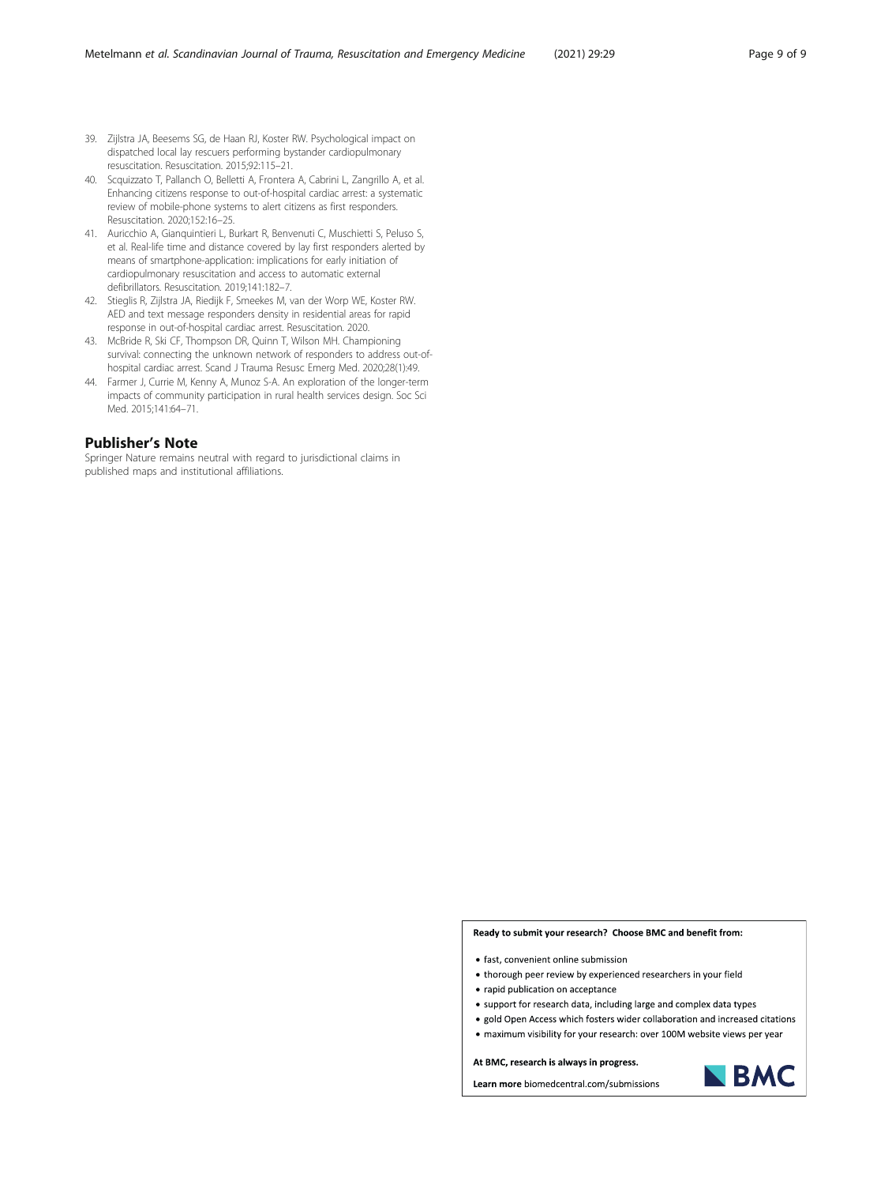39. Zijlstra JA, Beesems SG, de Haan RJ, Koster RW. Psychological impact on dispatched local lay rescuers performing bystander cardiopulmonary resuscitation. Resuscitation. 2015;92:115–21.
40. Scquizzato T, Pallanch O, Belletti A, Frontera A, Cabrini L, Zangrillo A, et al. Enhancing citizens response to out-of-hospital cardiac arrest: a systematic review of mobile-phone systems to alert citizens as first responders. Resuscitation. 2020;152:16–25.
41. Auricchio A, Gianquintieri L, Burkart R, Benvenuti C, Muschietti S, Peluso S, et al. Real-life time and distance covered by lay first responders alerted by means of smartphone-application: implications for early initiation of cardiopulmonary resuscitation and access to automatic external defibrillators. Resuscitation. 2019;141:182–7.
42. Stieglis R, Zijlstra JA, Riedijk F, Smeekes M, van der Worp WE, Koster RW. AED and text message responders density in residential areas for rapid response in out-of-hospital cardiac arrest. Resuscitation. 2020.
43. McBride R, Ski CF, Thompson DR, Quinn T, Wilson MH. Championing survival: connecting the unknown network of responders to address out-of-hospital cardiac arrest. Scand J Trauma Resusc Emerg Med. 2020;28(1):49.
44. Farmer J, Currie M, Kenny A, Munoz S-A. An exploration of the longer-term impacts of community participation in rural health services design. Soc Sci Med. 2015;141:64–71.

## Publisher's Note

Springer Nature remains neutral with regard to jurisdictional claims in published maps and institutional affiliations.

**Ready to submit your research? Choose BMC and benefit from:**

- fast, convenient online submission
- thorough peer review by experienced researchers in your field
- rapid publication on acceptance
- support for research data, including large and complex data types
- gold Open Access which fosters wider collaboration and increased citations
- maximum visibility for your research: over 100M website views per year

**At BMC, research is always in progress.**

**Learn more** biomedcentral.com/submissions

BMC